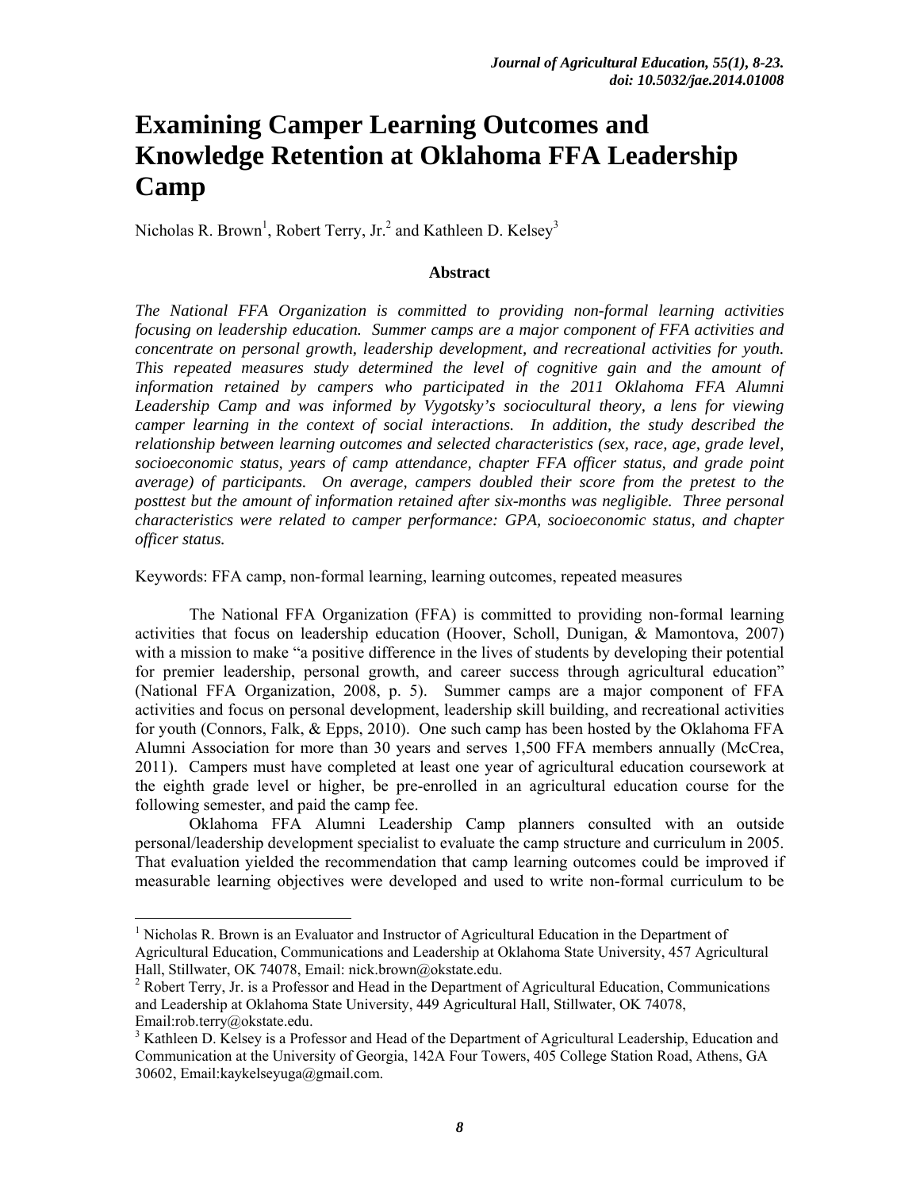# Examining Camper Learning Outcomes and Knowledge Retention at Oklahoma FFA Leadership Camp

Nicholas R. Brown[1], Robert Terry, Jr.[2] and Kathleen D. Kelsey[3]

**Abstract**

*The National FFA Organization is committed to providing non-formal learning activities focusing on leadership education. Summer camps are a major component of FFA activities and concentrate on personal growth, leadership development, and recreational activities for youth. This repeated measures study determined the level of cognitive gain and the amount of information retained by campers who participated in the 2011 Oklahoma FFA Alumni Leadership Camp and was informed by Vygotsky's sociocultural theory, a lens for viewing camper learning in the context of social interactions. In addition, the study described the relationship between learning outcomes and selected characteristics (sex, race, age, grade level, socioeconomic status, years of camp attendance, chapter FFA officer status, and grade point average) of participants. On average, campers doubled their score from the pretest to the posttest but the amount of information retained after six-months was negligible. Three personal characteristics were related to camper performance: GPA, socioeconomic status, and chapter officer status.*

Keywords: FFA camp, non-formal learning, learning outcomes, repeated measures

The National FFA Organization (FFA) is committed to providing non-formal learning activities that focus on leadership education (Hoover, Scholl, Dunigan, & Mamontova, 2007) with a mission to make "a positive difference in the lives of students by developing their potential for premier leadership, personal growth, and career success through agricultural education" (National FFA Organization, 2008, p. 5). Summer camps are a major component of FFA activities and focus on personal development, leadership skill building, and recreational activities for youth (Connors, Falk, & Epps, 2010). One such camp has been hosted by the Oklahoma FFA Alumni Association for more than 30 years and serves 1,500 FFA members annually (McCrea, 2011). Campers must have completed at least one year of agricultural education coursework at the eighth grade level or higher, be pre-enrolled in an agricultural education course for the following semester, and paid the camp fee.

Oklahoma FFA Alumni Leadership Camp planners consulted with an outside personal/leadership development specialist to evaluate the camp structure and curriculum in 2005. That evaluation yielded the recommendation that camp learning outcomes could be improved if measurable learning objectives were developed and used to write non-formal curriculum to be

---

[1] Nicholas R. Brown is an Evaluator and Instructor of Agricultural Education in the Department of Agricultural Education, Communications and Leadership at Oklahoma State University, 457 Agricultural Hall, Stillwater, OK 74078, Email: nick.brown@okstate.edu.

[2] Robert Terry, Jr. is a Professor and Head in the Department of Agricultural Education, Communications and Leadership at Oklahoma State University, 449 Agricultural Hall, Stillwater, OK 74078, Email:rob.terry@okstate.edu.

[3] Kathleen D. Kelsey is a Professor and Head of the Department of Agricultural Leadership, Education and Communication at the University of Georgia, 142A Four Towers, 405 College Station Road, Athens, GA 30602, Email:kaykelseyuga@gmail.com.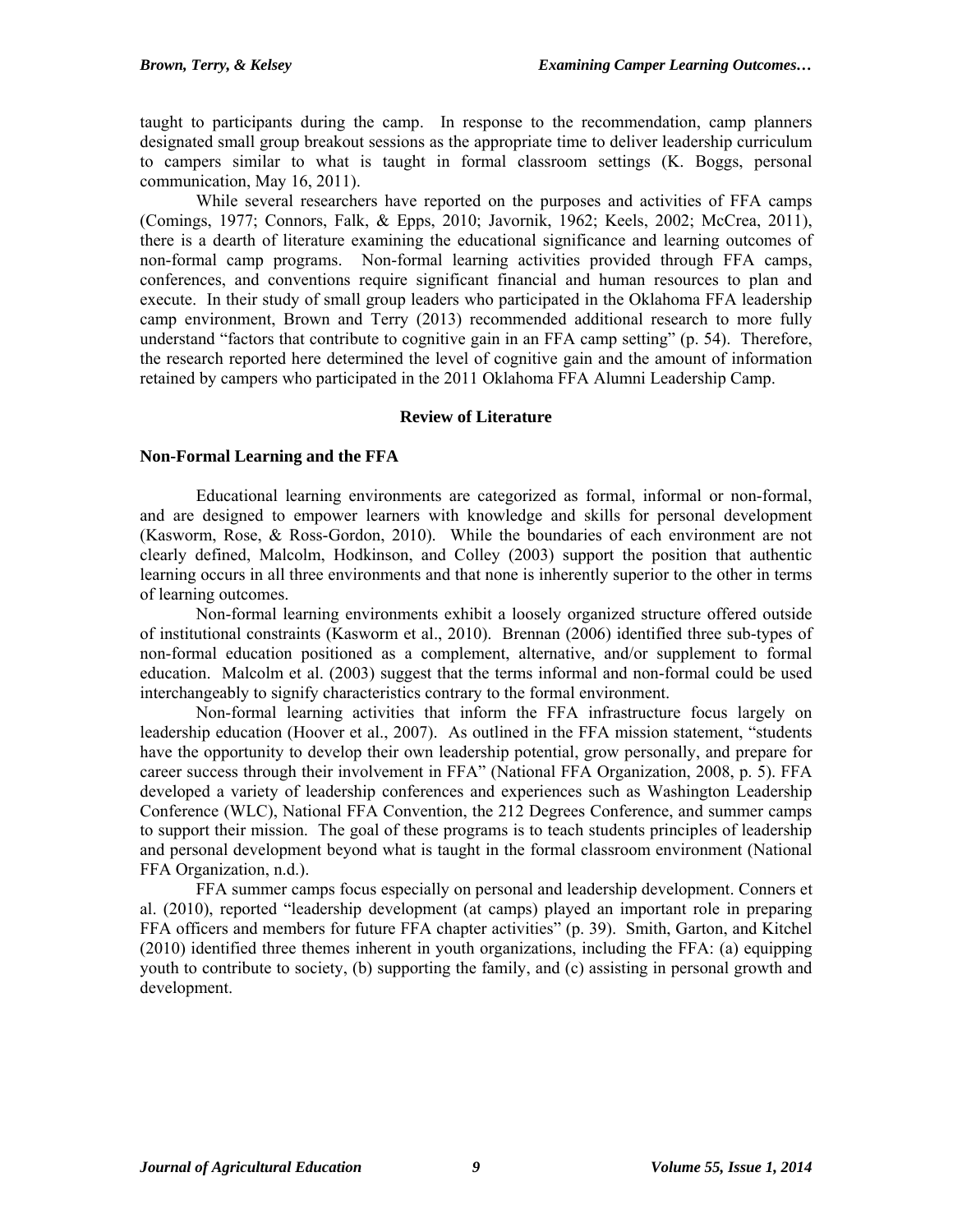taught to participants during the camp. In response to the recommendation, camp planners designated small group breakout sessions as the appropriate time to deliver leadership curriculum to campers similar to what is taught in formal classroom settings (K. Boggs, personal communication, May 16, 2011).

While several researchers have reported on the purposes and activities of FFA camps (Comings, 1977; Connors, Falk, & Epps, 2010; Javornik, 1962; Keels, 2002; McCrea, 2011), there is a dearth of literature examining the educational significance and learning outcomes of non-formal camp programs. Non-formal learning activities provided through FFA camps, conferences, and conventions require significant financial and human resources to plan and execute. In their study of small group leaders who participated in the Oklahoma FFA leadership camp environment, Brown and Terry (2013) recommended additional research to more fully understand "factors that contribute to cognitive gain in an FFA camp setting" (p. 54). Therefore, the research reported here determined the level of cognitive gain and the amount of information retained by campers who participated in the 2011 Oklahoma FFA Alumni Leadership Camp.

## Review of Literature

### Non-Formal Learning and the FFA

Educational learning environments are categorized as formal, informal or non-formal, and are designed to empower learners with knowledge and skills for personal development (Kasworm, Rose, & Ross-Gordon, 2010). While the boundaries of each environment are not clearly defined, Malcolm, Hodkinson, and Colley (2003) support the position that authentic learning occurs in all three environments and that none is inherently superior to the other in terms of learning outcomes.

Non-formal learning environments exhibit a loosely organized structure offered outside of institutional constraints (Kasworm et al., 2010). Brennan (2006) identified three sub-types of non-formal education positioned as a complement, alternative, and/or supplement to formal education. Malcolm et al. (2003) suggest that the terms informal and non-formal could be used interchangeably to signify characteristics contrary to the formal environment.

Non-formal learning activities that inform the FFA infrastructure focus largely on leadership education (Hoover et al., 2007). As outlined in the FFA mission statement, "students have the opportunity to develop their own leadership potential, grow personally, and prepare for career success through their involvement in FFA" (National FFA Organization, 2008, p. 5). FFA developed a variety of leadership conferences and experiences such as Washington Leadership Conference (WLC), National FFA Convention, the 212 Degrees Conference, and summer camps to support their mission. The goal of these programs is to teach students principles of leadership and personal development beyond what is taught in the formal classroom environment (National FFA Organization, n.d.).

FFA summer camps focus especially on personal and leadership development. Conners et al. (2010), reported "leadership development (at camps) played an important role in preparing FFA officers and members for future FFA chapter activities" (p. 39). Smith, Garton, and Kitchel (2010) identified three themes inherent in youth organizations, including the FFA: (a) equipping youth to contribute to society, (b) supporting the family, and (c) assisting in personal growth and development.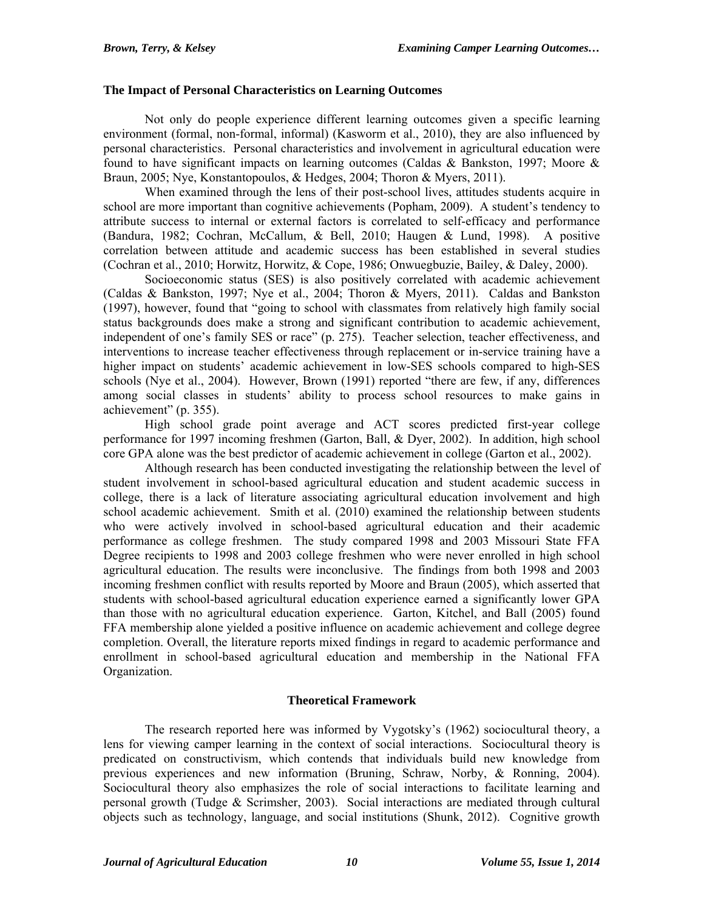### The Impact of Personal Characteristics on Learning Outcomes

Not only do people experience different learning outcomes given a specific learning environment (formal, non-formal, informal) (Kasworm et al., 2010), they are also influenced by personal characteristics. Personal characteristics and involvement in agricultural education were found to have significant impacts on learning outcomes (Caldas & Bankston, 1997; Moore & Braun, 2005; Nye, Konstantopoulos, & Hedges, 2004; Thoron & Myers, 2011).

When examined through the lens of their post-school lives, attitudes students acquire in school are more important than cognitive achievements (Popham, 2009). A student's tendency to attribute success to internal or external factors is correlated to self-efficacy and performance (Bandura, 1982; Cochran, McCallum, & Bell, 2010; Haugen & Lund, 1998). A positive correlation between attitude and academic success has been established in several studies (Cochran et al., 2010; Horwitz, Horwitz, & Cope, 1986; Onwuegbuzie, Bailey, & Daley, 2000).

Socioeconomic status (SES) is also positively correlated with academic achievement (Caldas & Bankston, 1997; Nye et al., 2004; Thoron & Myers, 2011). Caldas and Bankston (1997), however, found that "going to school with classmates from relatively high family social status backgrounds does make a strong and significant contribution to academic achievement, independent of one's family SES or race" (p. 275). Teacher selection, teacher effectiveness, and interventions to increase teacher effectiveness through replacement or in-service training have a higher impact on students' academic achievement in low-SES schools compared to high-SES schools (Nye et al., 2004). However, Brown (1991) reported "there are few, if any, differences among social classes in students' ability to process school resources to make gains in achievement" (p. 355).

High school grade point average and ACT scores predicted first-year college performance for 1997 incoming freshmen (Garton, Ball, & Dyer, 2002). In addition, high school core GPA alone was the best predictor of academic achievement in college (Garton et al., 2002).

Although research has been conducted investigating the relationship between the level of student involvement in school-based agricultural education and student academic success in college, there is a lack of literature associating agricultural education involvement and high school academic achievement. Smith et al. (2010) examined the relationship between students who were actively involved in school-based agricultural education and their academic performance as college freshmen. The study compared 1998 and 2003 Missouri State FFA Degree recipients to 1998 and 2003 college freshmen who were never enrolled in high school agricultural education. The results were inconclusive. The findings from both 1998 and 2003 incoming freshmen conflict with results reported by Moore and Braun (2005), which asserted that students with school-based agricultural education experience earned a significantly lower GPA than those with no agricultural education experience. Garton, Kitchel, and Ball (2005) found FFA membership alone yielded a positive influence on academic achievement and college degree completion. Overall, the literature reports mixed findings in regard to academic performance and enrollment in school-based agricultural education and membership in the National FFA Organization.

## Theoretical Framework

The research reported here was informed by Vygotsky's (1962) sociocultural theory, a lens for viewing camper learning in the context of social interactions. Sociocultural theory is predicated on constructivism, which contends that individuals build new knowledge from previous experiences and new information (Bruning, Schraw, Norby, & Ronning, 2004). Sociocultural theory also emphasizes the role of social interactions to facilitate learning and personal growth (Tudge & Scrimsher, 2003). Social interactions are mediated through cultural objects such as technology, language, and social institutions (Shunk, 2012). Cognitive growth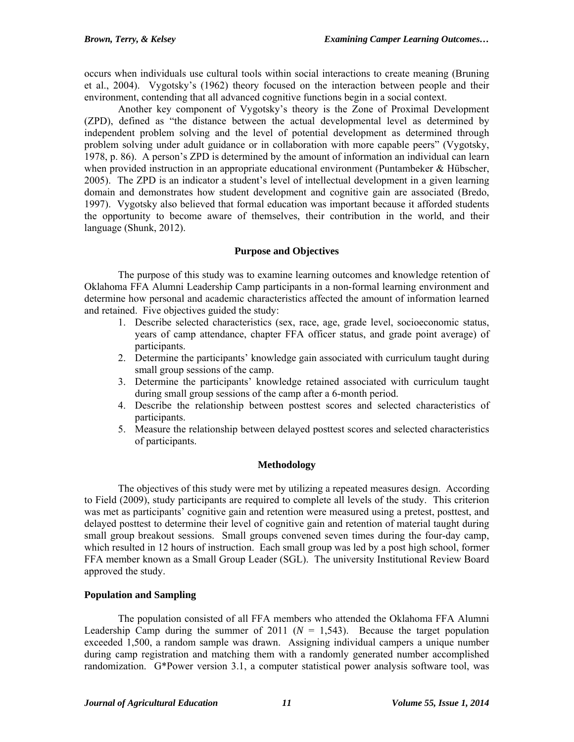occurs when individuals use cultural tools within social interactions to create meaning (Bruning et al., 2004). Vygotsky's (1962) theory focused on the interaction between people and their environment, contending that all advanced cognitive functions begin in a social context.

Another key component of Vygotsky's theory is the Zone of Proximal Development (ZPD), defined as "the distance between the actual developmental level as determined by independent problem solving and the level of potential development as determined through problem solving under adult guidance or in collaboration with more capable peers" (Vygotsky, 1978, p. 86). A person's ZPD is determined by the amount of information an individual can learn when provided instruction in an appropriate educational environment (Puntambeker & Hübscher, 2005). The ZPD is an indicator a student's level of intellectual development in a given learning domain and demonstrates how student development and cognitive gain are associated (Bredo, 1997). Vygotsky also believed that formal education was important because it afforded students the opportunity to become aware of themselves, their contribution in the world, and their language (Shunk, 2012).

## Purpose and Objectives

The purpose of this study was to examine learning outcomes and knowledge retention of Oklahoma FFA Alumni Leadership Camp participants in a non-formal learning environment and determine how personal and academic characteristics affected the amount of information learned and retained. Five objectives guided the study:

1. Describe selected characteristics (sex, race, age, grade level, socioeconomic status, years of camp attendance, chapter FFA officer status, and grade point average) of participants.
2. Determine the participants' knowledge gain associated with curriculum taught during small group sessions of the camp.
3. Determine the participants' knowledge retained associated with curriculum taught during small group sessions of the camp after a 6-month period.
4. Describe the relationship between posttest scores and selected characteristics of participants.
5. Measure the relationship between delayed posttest scores and selected characteristics of participants.

## Methodology

The objectives of this study were met by utilizing a repeated measures design. According to Field (2009), study participants are required to complete all levels of the study. This criterion was met as participants' cognitive gain and retention were measured using a pretest, posttest, and delayed posttest to determine their level of cognitive gain and retention of material taught during small group breakout sessions. Small groups convened seven times during the four-day camp, which resulted in 12 hours of instruction. Each small group was led by a post high school, former FFA member known as a Small Group Leader (SGL). The university Institutional Review Board approved the study.

### Population and Sampling

The population consisted of all FFA members who attended the Oklahoma FFA Alumni Leadership Camp during the summer of 2011 ($N$ = 1,543). Because the target population exceeded 1,500, a random sample was drawn. Assigning individual campers a unique number during camp registration and matching them with a randomly generated number accomplished randomization. G*Power version 3.1, a computer statistical power analysis software tool, was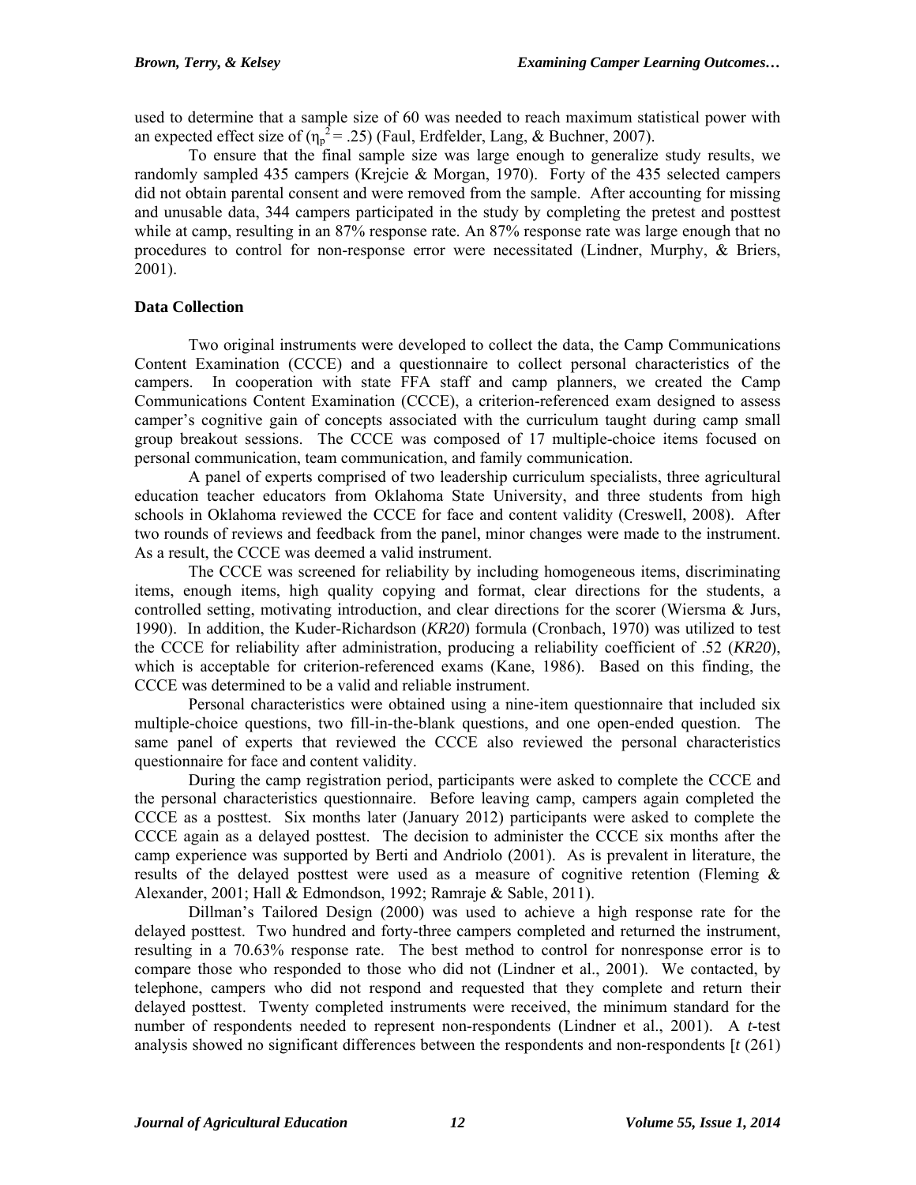used to determine that a sample size of 60 was needed to reach maximum statistical power with an expected effect size of ($\eta_p^2 = .25$) (Faul, Erdfelder, Lang, & Buchner, 2007).

To ensure that the final sample size was large enough to generalize study results, we randomly sampled 435 campers (Krejcie & Morgan, 1970). Forty of the 435 selected campers did not obtain parental consent and were removed from the sample. After accounting for missing and unusable data, 344 campers participated in the study by completing the pretest and posttest while at camp, resulting in an 87% response rate. An 87% response rate was large enough that no procedures to control for non-response error were necessitated (Lindner, Murphy, & Briers, 2001).

### Data Collection

Two original instruments were developed to collect the data, the Camp Communications Content Examination (CCCE) and a questionnaire to collect personal characteristics of the campers. In cooperation with state FFA staff and camp planners, we created the Camp Communications Content Examination (CCCE), a criterion-referenced exam designed to assess camper's cognitive gain of concepts associated with the curriculum taught during camp small group breakout sessions. The CCCE was composed of 17 multiple-choice items focused on personal communication, team communication, and family communication.

A panel of experts comprised of two leadership curriculum specialists, three agricultural education teacher educators from Oklahoma State University, and three students from high schools in Oklahoma reviewed the CCCE for face and content validity (Creswell, 2008). After two rounds of reviews and feedback from the panel, minor changes were made to the instrument. As a result, the CCCE was deemed a valid instrument.

The CCCE was screened for reliability by including homogeneous items, discriminating items, enough items, high quality copying and format, clear directions for the students, a controlled setting, motivating introduction, and clear directions for the scorer (Wiersma & Jurs, 1990). In addition, the Kuder-Richardson (*KR20*) formula (Cronbach, 1970) was utilized to test the CCCE for reliability after administration, producing a reliability coefficient of .52 (*KR20*), which is acceptable for criterion-referenced exams (Kane, 1986). Based on this finding, the CCCE was determined to be a valid and reliable instrument.

Personal characteristics were obtained using a nine-item questionnaire that included six multiple-choice questions, two fill-in-the-blank questions, and one open-ended question. The same panel of experts that reviewed the CCCE also reviewed the personal characteristics questionnaire for face and content validity.

During the camp registration period, participants were asked to complete the CCCE and the personal characteristics questionnaire. Before leaving camp, campers again completed the CCCE as a posttest. Six months later (January 2012) participants were asked to complete the CCCE again as a delayed posttest. The decision to administer the CCCE six months after the camp experience was supported by Berti and Andriolo (2001). As is prevalent in literature, the results of the delayed posttest were used as a measure of cognitive retention (Fleming & Alexander, 2001; Hall & Edmondson, 1992; Ramraje & Sable, 2011).

Dillman's Tailored Design (2000) was used to achieve a high response rate for the delayed posttest. Two hundred and forty-three campers completed and returned the instrument, resulting in a 70.63% response rate. The best method to control for nonresponse error is to compare those who responded to those who did not (Lindner et al., 2001). We contacted, by telephone, campers who did not respond and requested that they complete and return their delayed posttest. Twenty completed instruments were received, the minimum standard for the number of respondents needed to represent non-respondents (Lindner et al., 2001). A *t*-test analysis showed no significant differences between the respondents and non-respondents [$t$ (261)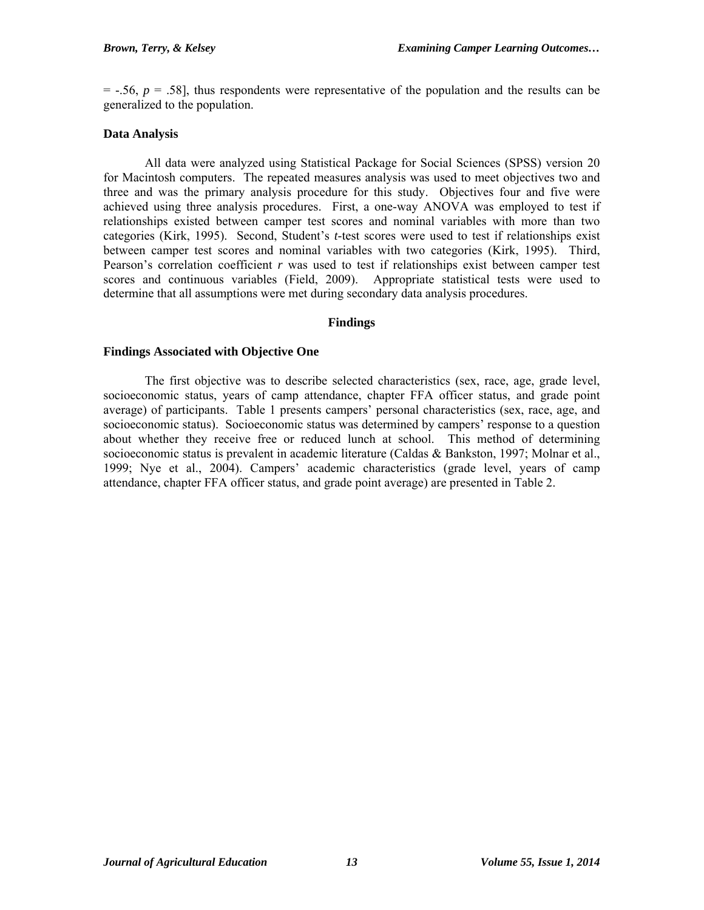= -.56, $p$ = .58], thus respondents were representative of the population and the results can be generalized to the population.

### Data Analysis

All data were analyzed using Statistical Package for Social Sciences (SPSS) version 20 for Macintosh computers. The repeated measures analysis was used to meet objectives two and three and was the primary analysis procedure for this study. Objectives four and five were achieved using three analysis procedures. First, a one-way ANOVA was employed to test if relationships existed between camper test scores and nominal variables with more than two categories (Kirk, 1995). Second, Student's $t$-test scores were used to test if relationships exist between camper test scores and nominal variables with two categories (Kirk, 1995). Third, Pearson's correlation coefficient $r$ was used to test if relationships exist between camper test scores and continuous variables (Field, 2009). Appropriate statistical tests were used to determine that all assumptions were met during secondary data analysis procedures.

## Findings

### Findings Associated with Objective One

The first objective was to describe selected characteristics (sex, race, age, grade level, socioeconomic status, years of camp attendance, chapter FFA officer status, and grade point average) of participants. Table 1 presents campers' personal characteristics (sex, race, age, and socioeconomic status). Socioeconomic status was determined by campers' response to a question about whether they receive free or reduced lunch at school. This method of determining socioeconomic status is prevalent in academic literature (Caldas & Bankston, 1997; Molnar et al., 1999; Nye et al., 2004). Campers' academic characteristics (grade level, years of camp attendance, chapter FFA officer status, and grade point average) are presented in Table 2.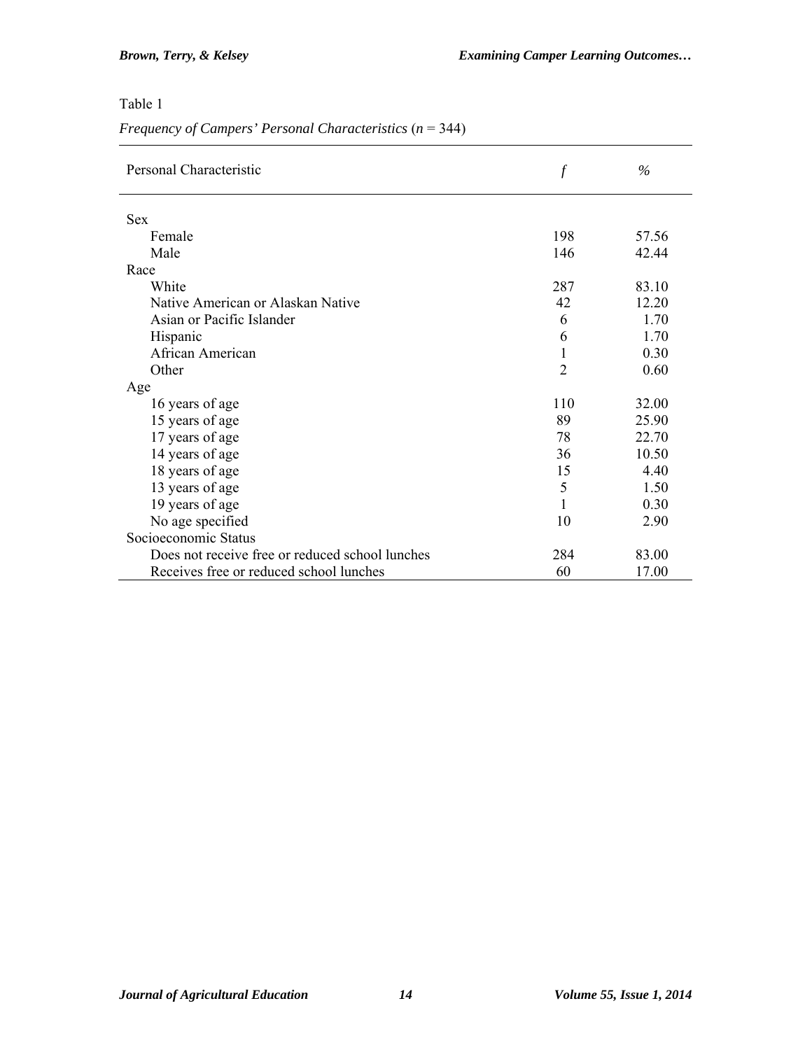Table 1

*Frequency of Campers' Personal Characteristics* (*n* = 344)

| Personal Characteristic | *f* | % |
|---|---|---|
| Sex | | |
| Female | 198 | 57.56 |
| Male | 146 | 42.44 |
| Race | | |
| White | 287 | 83.10 |
| Native American or Alaskan Native | 42 | 12.20 |
| Asian or Pacific Islander | 6 | 1.70 |
| Hispanic | 6 | 1.70 |
| African American | 1 | 0.30 |
| Other | 2 | 0.60 |
| Age | | |
| 16 years of age | 110 | 32.00 |
| 15 years of age | 89 | 25.90 |
| 17 years of age | 78 | 22.70 |
| 14 years of age | 36 | 10.50 |
| 18 years of age | 15 | 4.40 |
| 13 years of age | 5 | 1.50 |
| 19 years of age | 1 | 0.30 |
| No age specified | 10 | 2.90 |
| Socioeconomic Status | | |
| Does not receive free or reduced school lunches | 284 | 83.00 |
| Receives free or reduced school lunches | 60 | 17.00 |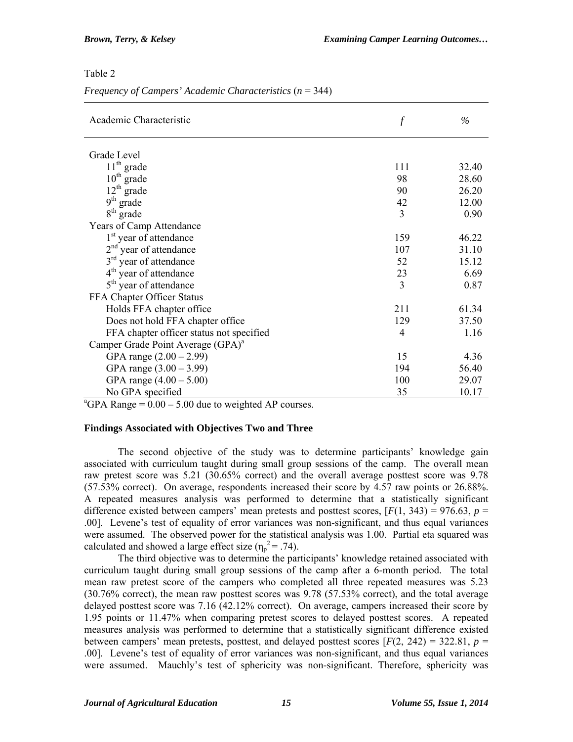Table 2

*Frequency of Campers' Academic Characteristics* ($n$ = 344)

| Academic Characteristic | *f* | % |
|---|---|---|
| Grade Level | | |
| $11^{th}$ grade | 111 | 32.40 |
| $10^{th}$ grade | 98 | 28.60 |
| $12^{th}$ grade | 90 | 26.20 |
| $9^{th}$ grade | 42 | 12.00 |
| $8^{th}$ grade | 3 | 0.90 |
| Years of Camp Attendance | | |
| $1^{st}$ year of attendance | 159 | 46.22 |
| $2^{nd}$ year of attendance | 107 | 31.10 |
| $3^{rd}$ year of attendance | 52 | 15.12 |
| $4^{th}$ year of attendance | 23 | 6.69 |
| $5^{th}$ year of attendance | 3 | 0.87 |
| FFA Chapter Officer Status | | |
| Holds FFA chapter office | 211 | 61.34 |
| Does not hold FFA chapter office | 129 | 37.50 |
| FFA chapter officer status not specified | 4 | 1.16 |
| Camper Grade Point Average (GPA)[a] | | |
| GPA range (2.00 – 2.99) | 15 | 4.36 |
| GPA range (3.00 – 3.99) | 194 | 56.40 |
| GPA range (4.00 – 5.00) | 100 | 29.07 |
| No GPA specified | 35 | 10.17 |

[a]GPA Range = 0.00 – 5.00 due to weighted AP courses.

### Findings Associated with Objectives Two and Three

The second objective of the study was to determine participants' knowledge gain associated with curriculum taught during small group sessions of the camp. The overall mean raw pretest score was 5.21 (30.65% correct) and the overall average posttest score was 9.78 (57.53% correct). On average, respondents increased their score by 4.57 raw points or 26.88%. A repeated measures analysis was performed to determine that a statistically significant difference existed between campers' mean pretests and posttest scores, [$F(1, 343) = 976.63$, $p = .00$]. Levene's test of equality of error variances was non-significant, and thus equal variances were assumed. The observed power for the statistical analysis was 1.00. Partial eta squared was calculated and showed a large effect size ($\eta_p^2 = .74$).

The third objective was to determine the participants' knowledge retained associated with curriculum taught during small group sessions of the camp after a 6-month period. The total mean raw pretest score of the campers who completed all three repeated measures was 5.23 (30.76% correct), the mean raw posttest scores was 9.78 (57.53% correct), and the total average delayed posttest score was 7.16 (42.12% correct). On average, campers increased their score by 1.95 points or 11.47% when comparing pretest scores to delayed posttest scores. A repeated measures analysis was performed to determine that a statistically significant difference existed between campers' mean pretests, posttest, and delayed posttest scores [$F(2, 242) = 322.81$, $p = .00$]. Levene's test of equality of error variances was non-significant, and thus equal variances were assumed. Mauchly's test of sphericity was non-significant. Therefore, sphericity was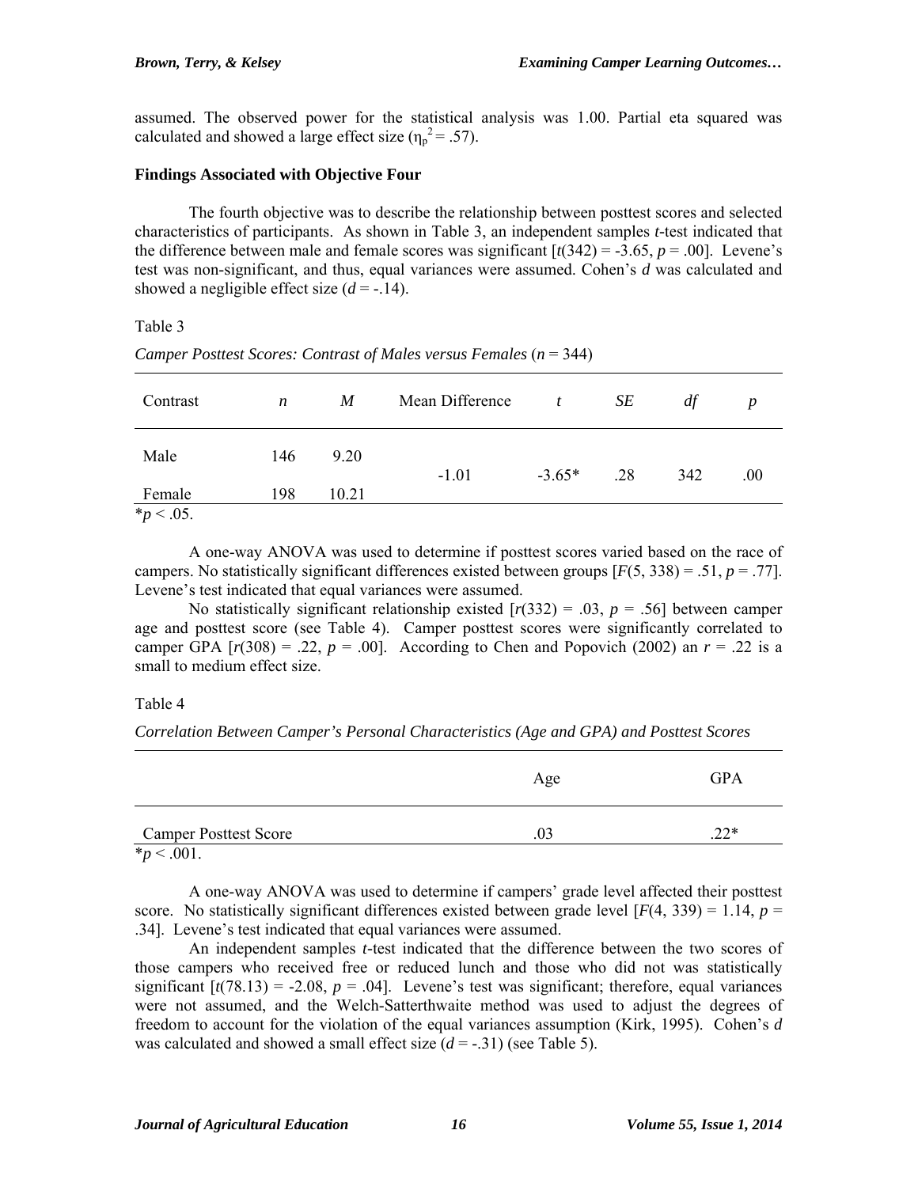assumed. The observed power for the statistical analysis was 1.00. Partial eta squared was calculated and showed a large effect size ($\eta_p^2 = .57$).

**Findings Associated with Objective Four**

The fourth objective was to describe the relationship between posttest scores and selected characteristics of participants. As shown in Table 3, an independent samples *t*-test indicated that the difference between male and female scores was significant [$t(342) = -3.65$, $p = .00$]. Levene's test was non-significant, and thus, equal variances were assumed. Cohen's *d* was calculated and showed a negligible effect size ($d = -.14$).

Table 3

*Camper Posttest Scores: Contrast of Males versus Females* ($n = 344$)

| Contrast | *n* | *M* | Mean Difference | *t* | *SE* | *df* | *p* |
|---|---|---|---|---|---|---|---|
| Male | 146 | 9.20 | -1.01 | -3.65* | .28 | 342 | .00 |
| Female | 198 | 10.21 | | | | | |

*$p < .05$.

A one-way ANOVA was used to determine if posttest scores varied based on the race of campers. No statistically significant differences existed between groups [$F(5, 338) = .51$, $p = .77$]. Levene's test indicated that equal variances were assumed.

No statistically significant relationship existed [$r(332) = .03$, $p = .56$] between camper age and posttest score (see Table 4). Camper posttest scores were significantly correlated to camper GPA [$r(308) = .22$, $p = .00$]. According to Chen and Popovich (2002) an $r = .22$ is a small to medium effect size.

Table 4

*Correlation Between Camper's Personal Characteristics (Age and GPA) and Posttest Scores*

| | Age | GPA |
|---|---|---|
| Camper Posttest Score | .03 | .22* |

*$p < .001$.

A one-way ANOVA was used to determine if campers' grade level affected their posttest score. No statistically significant differences existed between grade level [$F(4, 339) = 1.14$, $p = .34$]. Levene's test indicated that equal variances were assumed.

An independent samples *t*-test indicated that the difference between the two scores of those campers who received free or reduced lunch and those who did not was statistically significant [$t(78.13) = -2.08$, $p = .04$]. Levene's test was significant; therefore, equal variances were not assumed, and the Welch-Satterthwaite method was used to adjust the degrees of freedom to account for the violation of the equal variances assumption (Kirk, 1995). Cohen's *d* was calculated and showed a small effect size ($d = -.31$) (see Table 5).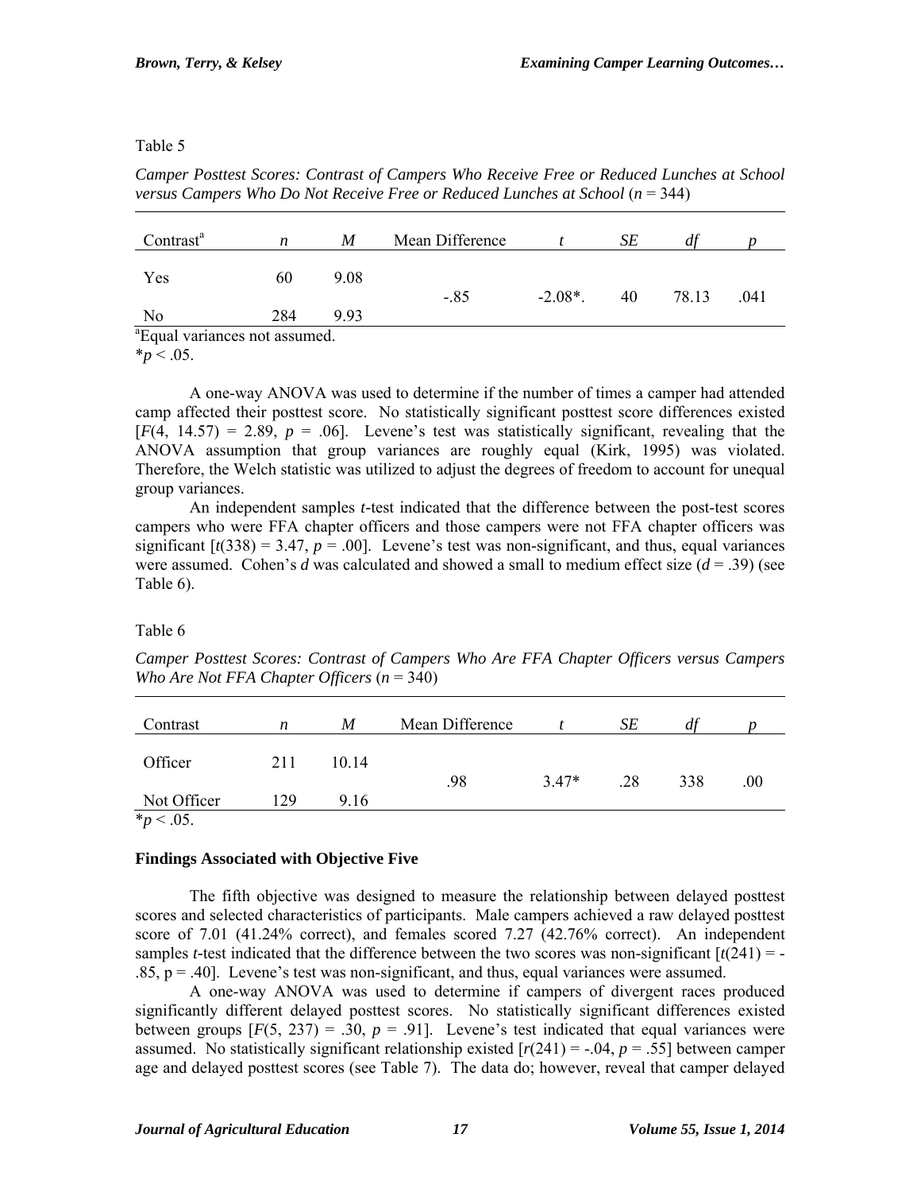Table 5

*Camper Posttest Scores: Contrast of Campers Who Receive Free or Reduced Lunches at School versus Campers Who Do Not Receive Free or Reduced Lunches at School* ($n$ = 344)

| Contrast[a] | *n* | *M* | Mean Difference | *t* | *SE* | *df* | *p* |
|---|---|---|---|---|---|---|---|
| Yes | 60 | 9.08 | -.85 | -2.08*. | 40 | 78.13 | .041 |
| No | 284 | 9.93 | | | | | |

[a]Equal variances not assumed.
*$p < .05$.

A one-way ANOVA was used to determine if the number of times a camper had attended camp affected their posttest score. No statistically significant posttest score differences existed [$F(4, 14.57) = 2.89$, $p = .06$]. Levene's test was statistically significant, revealing that the ANOVA assumption that group variances are roughly equal (Kirk, 1995) was violated. Therefore, the Welch statistic was utilized to adjust the degrees of freedom to account for unequal group variances.

An independent samples *t*-test indicated that the difference between the post-test scores campers who were FFA chapter officers and those campers were not FFA chapter officers was significant [$t(338) = 3.47$, $p = .00$]. Levene's test was non-significant, and thus, equal variances were assumed. Cohen's *d* was calculated and showed a small to medium effect size ($d = .39$) (see Table 6).

Table 6

*Camper Posttest Scores: Contrast of Campers Who Are FFA Chapter Officers versus Campers Who Are Not FFA Chapter Officers* ($n$ = 340)

| Contrast | *n* | *M* | Mean Difference | *t* | *SE* | *df* | *p* |
|---|---|---|---|---|---|---|---|
| Officer | 211 | 10.14 | .98 | 3.47* | .28 | 338 | .00 |
| Not Officer | 129 | 9.16 | | | | | |

*$p < .05$.

### Findings Associated with Objective Five

The fifth objective was designed to measure the relationship between delayed posttest scores and selected characteristics of participants. Male campers achieved a raw delayed posttest score of 7.01 (41.24% correct), and females scored 7.27 (42.76% correct). An independent samples *t*-test indicated that the difference between the two scores was non-significant [$t(241) = -.85$, $p = .40$]. Levene's test was non-significant, and thus, equal variances were assumed.

A one-way ANOVA was used to determine if campers of divergent races produced significantly different delayed posttest scores. No statistically significant differences existed between groups [$F(5, 237) = .30$, $p = .91$]. Levene's test indicated that equal variances were assumed. No statistically significant relationship existed [$r(241) = -.04$, $p = .55$] between camper age and delayed posttest scores (see Table 7). The data do; however, reveal that camper delayed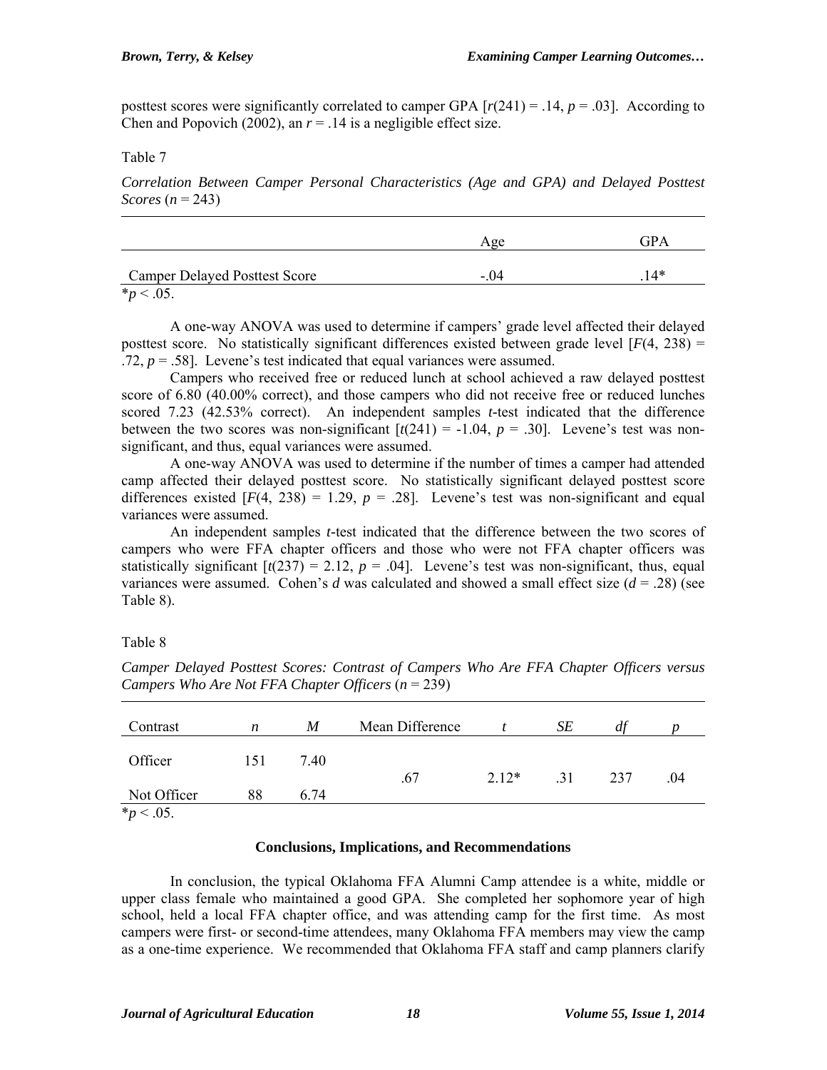posttest scores were significantly correlated to camper GPA [$r(241) = .14$, $p = .03$]. According to Chen and Popovich (2002), an $r = .14$ is a negligible effect size.

Table 7

*Correlation Between Camper Personal Characteristics (Age and GPA) and Delayed Posttest Scores* ($n = 243$)

| | Age | GPA |
|---|---|---|
| Camper Delayed Posttest Score | -.04 | .14* |

*$p < .05$.

A one-way ANOVA was used to determine if campers' grade level affected their delayed posttest score. No statistically significant differences existed between grade level [$F(4, 238) = .72$, $p = .58$]. Levene's test indicated that equal variances were assumed.

Campers who received free or reduced lunch at school achieved a raw delayed posttest score of 6.80 (40.00% correct), and those campers who did not receive free or reduced lunches scored 7.23 (42.53% correct). An independent samples *t*-test indicated that the difference between the two scores was non-significant [$t(241) = -1.04$, $p = .30$]. Levene's test was non-significant, and thus, equal variances were assumed.

A one-way ANOVA was used to determine if the number of times a camper had attended camp affected their delayed posttest score. No statistically significant delayed posttest score differences existed [$F(4, 238) = 1.29$, $p = .28$]. Levene's test was non-significant and equal variances were assumed.

An independent samples *t*-test indicated that the difference between the two scores of campers who were FFA chapter officers and those who were not FFA chapter officers was statistically significant [$t(237) = 2.12$, $p = .04$]. Levene's test was non-significant, thus, equal variances were assumed. Cohen's *d* was calculated and showed a small effect size ($d = .28$) (see Table 8).

Table 8

*Camper Delayed Posttest Scores: Contrast of Campers Who Are FFA Chapter Officers versus Campers Who Are Not FFA Chapter Officers* ($n = 239$)

| Contrast | *n* | *M* | Mean Difference | *t* | *SE* | *df* | *p* |
|---|---|---|---|---|---|---|---|
| Officer | 151 | 7.40 | .67 | 2.12* | .31 | 237 | .04 |
| Not Officer | 88 | 6.74 | | | | | |

*$p < .05$.

## Conclusions, Implications, and Recommendations

In conclusion, the typical Oklahoma FFA Alumni Camp attendee is a white, middle or upper class female who maintained a good GPA. She completed her sophomore year of high school, held a local FFA chapter office, and was attending camp for the first time. As most campers were first- or second-time attendees, many Oklahoma FFA members may view the camp as a one-time experience. We recommended that Oklahoma FFA staff and camp planners clarify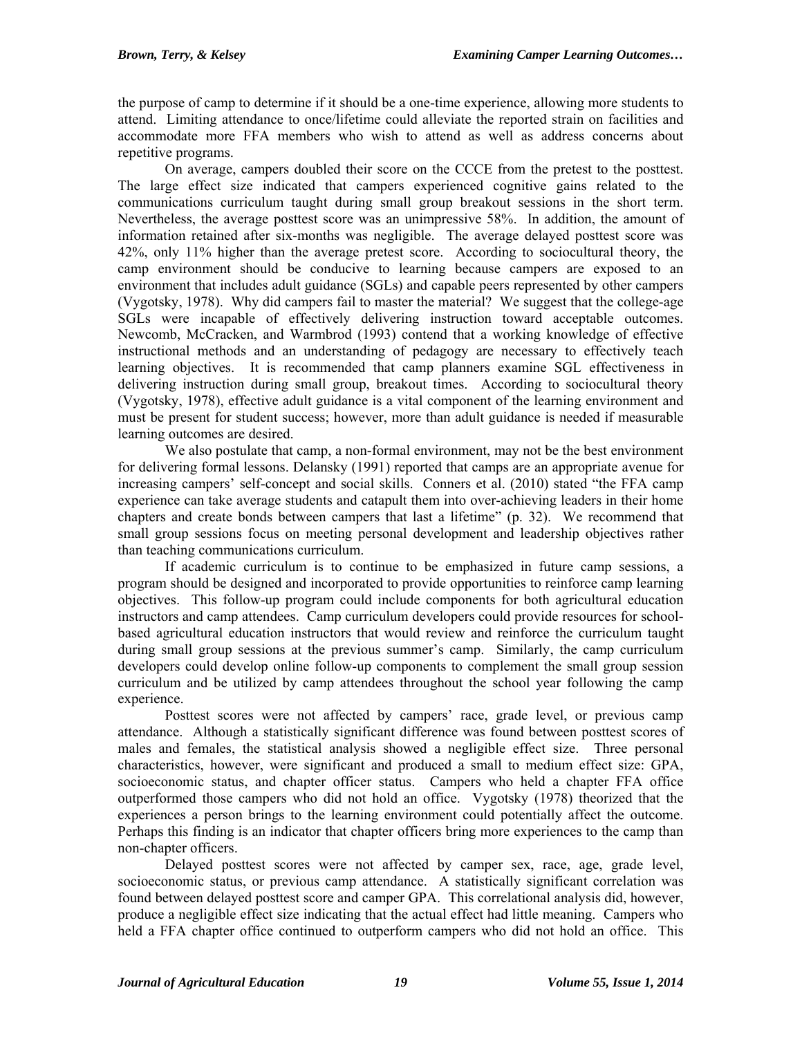the purpose of camp to determine if it should be a one-time experience, allowing more students to attend. Limiting attendance to once/lifetime could alleviate the reported strain on facilities and accommodate more FFA members who wish to attend as well as address concerns about repetitive programs.

On average, campers doubled their score on the CCCE from the pretest to the posttest. The large effect size indicated that campers experienced cognitive gains related to the communications curriculum taught during small group breakout sessions in the short term. Nevertheless, the average posttest score was an unimpressive 58%. In addition, the amount of information retained after six-months was negligible. The average delayed posttest score was 42%, only 11% higher than the average pretest score. According to sociocultural theory, the camp environment should be conducive to learning because campers are exposed to an environment that includes adult guidance (SGLs) and capable peers represented by other campers (Vygotsky, 1978). Why did campers fail to master the material? We suggest that the college-age SGLs were incapable of effectively delivering instruction toward acceptable outcomes. Newcomb, McCracken, and Warmbrod (1993) contend that a working knowledge of effective instructional methods and an understanding of pedagogy are necessary to effectively teach learning objectives. It is recommended that camp planners examine SGL effectiveness in delivering instruction during small group, breakout times. According to sociocultural theory (Vygotsky, 1978), effective adult guidance is a vital component of the learning environment and must be present for student success; however, more than adult guidance is needed if measurable learning outcomes are desired.

We also postulate that camp, a non-formal environment, may not be the best environment for delivering formal lessons. Delansky (1991) reported that camps are an appropriate avenue for increasing campers' self-concept and social skills. Conners et al. (2010) stated "the FFA camp experience can take average students and catapult them into over-achieving leaders in their home chapters and create bonds between campers that last a lifetime" (p. 32). We recommend that small group sessions focus on meeting personal development and leadership objectives rather than teaching communications curriculum.

If academic curriculum is to continue to be emphasized in future camp sessions, a program should be designed and incorporated to provide opportunities to reinforce camp learning objectives. This follow-up program could include components for both agricultural education instructors and camp attendees. Camp curriculum developers could provide resources for school-based agricultural education instructors that would review and reinforce the curriculum taught during small group sessions at the previous summer's camp. Similarly, the camp curriculum developers could develop online follow-up components to complement the small group session curriculum and be utilized by camp attendees throughout the school year following the camp experience.

Posttest scores were not affected by campers' race, grade level, or previous camp attendance. Although a statistically significant difference was found between posttest scores of males and females, the statistical analysis showed a negligible effect size. Three personal characteristics, however, were significant and produced a small to medium effect size: GPA, socioeconomic status, and chapter officer status. Campers who held a chapter FFA office outperformed those campers who did not hold an office. Vygotsky (1978) theorized that the experiences a person brings to the learning environment could potentially affect the outcome. Perhaps this finding is an indicator that chapter officers bring more experiences to the camp than non-chapter officers.

Delayed posttest scores were not affected by camper sex, race, age, grade level, socioeconomic status, or previous camp attendance. A statistically significant correlation was found between delayed posttest score and camper GPA. This correlational analysis did, however, produce a negligible effect size indicating that the actual effect had little meaning. Campers who held a FFA chapter office continued to outperform campers who did not hold an office. This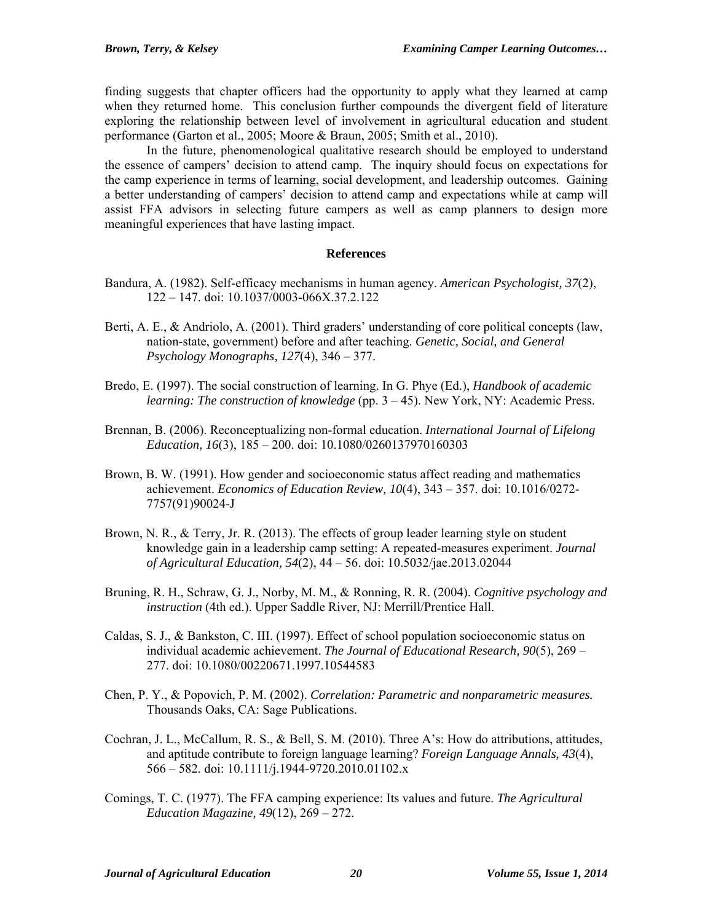finding suggests that chapter officers had the opportunity to apply what they learned at camp when they returned home. This conclusion further compounds the divergent field of literature exploring the relationship between level of involvement in agricultural education and student performance (Garton et al., 2005; Moore & Braun, 2005; Smith et al., 2010).

In the future, phenomenological qualitative research should be employed to understand the essence of campers' decision to attend camp. The inquiry should focus on expectations for the camp experience in terms of learning, social development, and leadership outcomes. Gaining a better understanding of campers' decision to attend camp and expectations while at camp will assist FFA advisors in selecting future campers as well as camp planners to design more meaningful experiences that have lasting impact.

## References

Bandura, A. (1982). Self-efficacy mechanisms in human agency. *American Psychologist, 37*(2), 122 – 147. doi: 10.1037/0003-066X.37.2.122

Berti, A. E., & Andriolo, A. (2001). Third graders' understanding of core political concepts (law, nation-state, government) before and after teaching. *Genetic, Social, and General Psychology Monographs, 127*(4), 346 – 377.

Bredo, E. (1997). The social construction of learning. In G. Phye (Ed.), *Handbook of academic learning: The construction of knowledge* (pp. 3 – 45). New York, NY: Academic Press.

Brennan, B. (2006). Reconceptualizing non-formal education. *International Journal of Lifelong Education, 16*(3), 185 – 200. doi: 10.1080/0260137970160303

Brown, B. W. (1991). How gender and socioeconomic status affect reading and mathematics achievement. *Economics of Education Review, 10*(4), 343 – 357. doi: 10.1016/0272-7757(91)90024-J

Brown, N. R., & Terry, Jr. R. (2013). The effects of group leader learning style on student knowledge gain in a leadership camp setting: A repeated-measures experiment. *Journal of Agricultural Education, 54*(2), 44 – 56. doi: 10.5032/jae.2013.02044

Bruning, R. H., Schraw, G. J., Norby, M. M., & Ronning, R. R. (2004). *Cognitive psychology and instruction* (4th ed.). Upper Saddle River, NJ: Merrill/Prentice Hall.

Caldas, S. J., & Bankston, C. III. (1997). Effect of school population socioeconomic status on individual academic achievement. *The Journal of Educational Research, 90*(5), 269 – 277. doi: 10.1080/00220671.1997.10544583

Chen, P. Y., & Popovich, P. M. (2002). *Correlation: Parametric and nonparametric measures.* Thousands Oaks, CA: Sage Publications.

Cochran, J. L., McCallum, R. S., & Bell, S. M. (2010). Three A's: How do attributions, attitudes, and aptitude contribute to foreign language learning? *Foreign Language Annals, 43*(4), 566 – 582. doi: 10.1111/j.1944-9720.2010.01102.x

Comings, T. C. (1977). The FFA camping experience: Its values and future. *The Agricultural Education Magazine, 49*(12), 269 – 272.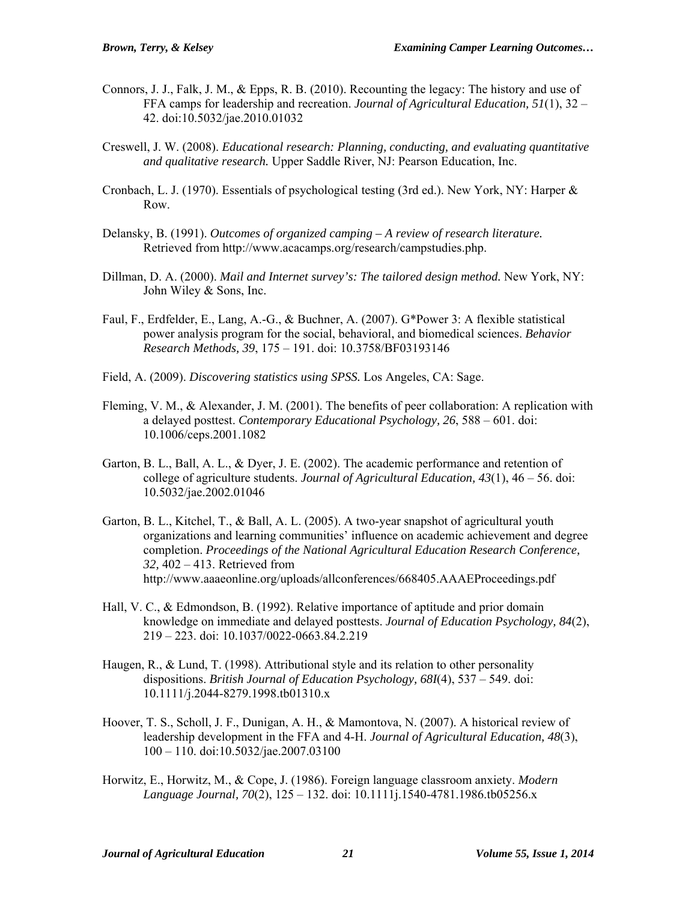Connors, J. J., Falk, J. M., & Epps, R. B. (2010). Recounting the legacy: The history and use of FFA camps for leadership and recreation. *Journal of Agricultural Education, 51*(1), 32 – 42. doi:10.5032/jae.2010.01032

Creswell, J. W. (2008). *Educational research: Planning, conducting, and evaluating quantitative and qualitative research.* Upper Saddle River, NJ: Pearson Education, Inc.

Cronbach, L. J. (1970). Essentials of psychological testing (3rd ed.). New York, NY: Harper & Row.

Delansky, B. (1991). *Outcomes of organized camping – A review of research literature.* Retrieved from http://www.acacamps.org/research/campstudies.php.

Dillman, D. A. (2000). *Mail and Internet survey's: The tailored design method.* New York, NY: John Wiley & Sons, Inc.

Faul, F., Erdfelder, E., Lang, A.-G., & Buchner, A. (2007). G*Power 3: A flexible statistical power analysis program for the social, behavioral, and biomedical sciences. *Behavior Research Methods, 39*, 175 – 191. doi: 10.3758/BF03193146

Field, A. (2009). *Discovering statistics using SPSS.* Los Angeles, CA: Sage.

Fleming, V. M., & Alexander, J. M. (2001). The benefits of peer collaboration: A replication with a delayed posttest. *Contemporary Educational Psychology, 26*, 588 – 601. doi: 10.1006/ceps.2001.1082

Garton, B. L., Ball, A. L., & Dyer, J. E. (2002). The academic performance and retention of college of agriculture students. *Journal of Agricultural Education, 43*(1), 46 – 56. doi: 10.5032/jae.2002.01046

Garton, B. L., Kitchel, T., & Ball, A. L. (2005). A two-year snapshot of agricultural youth organizations and learning communities' influence on academic achievement and degree completion. *Proceedings of the National Agricultural Education Research Conference, 32,* 402 – 413. Retrieved from http://www.aaaeonline.org/uploads/allconferences/668405.AAAEProceedings.pdf

Hall, V. C., & Edmondson, B. (1992). Relative importance of aptitude and prior domain knowledge on immediate and delayed posttests. *Journal of Education Psychology, 84*(2), 219 – 223. doi: 10.1037/0022-0663.84.2.219

Haugen, R., & Lund, T. (1998). Attributional style and its relation to other personality dispositions. *British Journal of Education Psychology, 68I*(4), 537 – 549. doi: 10.1111/j.2044-8279.1998.tb01310.x

Hoover, T. S., Scholl, J. F., Dunigan, A. H., & Mamontova, N. (2007). A historical review of leadership development in the FFA and 4-H. *Journal of Agricultural Education, 48*(3), 100 – 110. doi:10.5032/jae.2007.03100

Horwitz, E., Horwitz, M., & Cope, J. (1986). Foreign language classroom anxiety. *Modern Language Journal, 70*(2), 125 – 132. doi: 10.1111j.1540-4781.1986.tb05256.x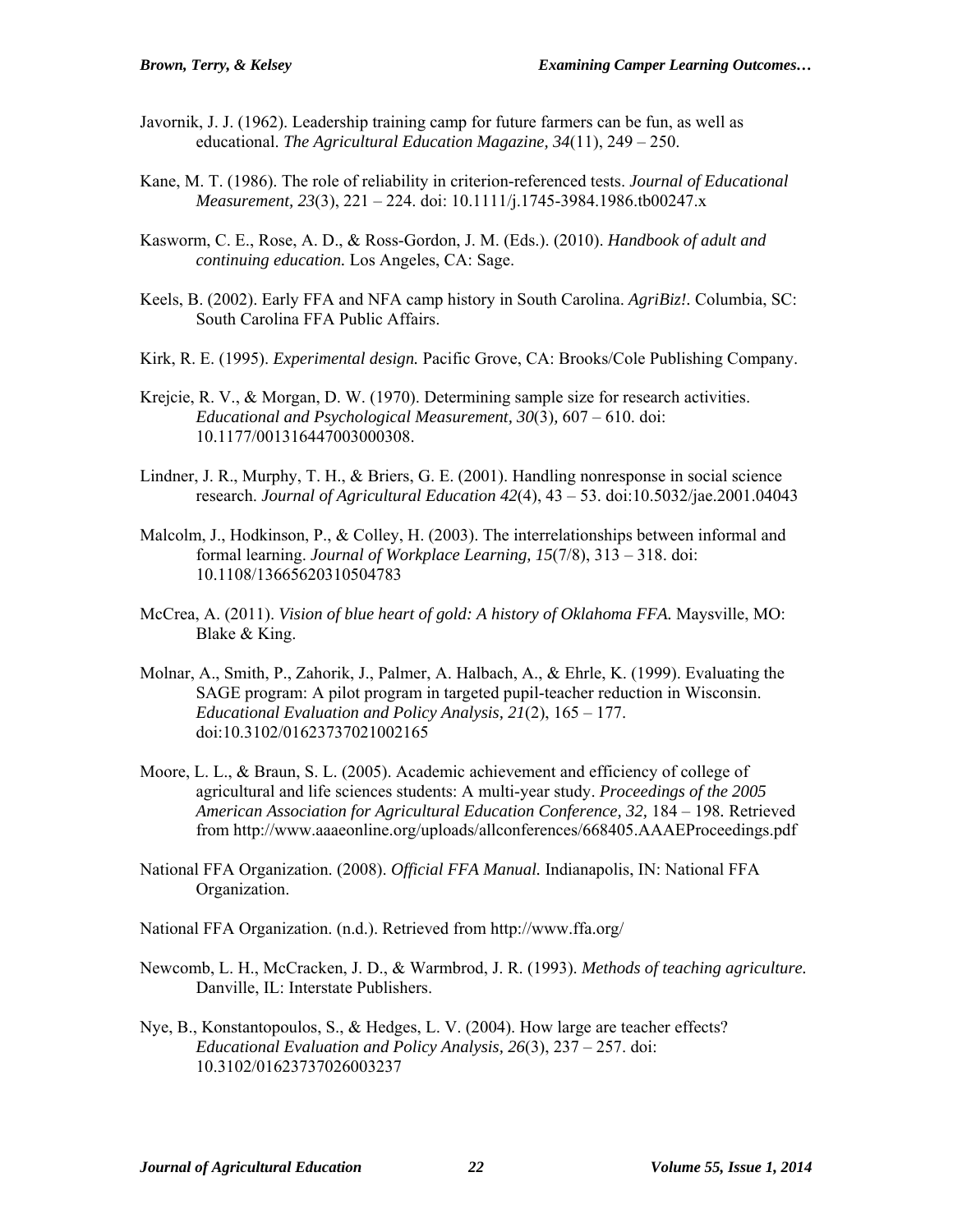Javornik, J. J. (1962). Leadership training camp for future farmers can be fun, as well as educational. *The Agricultural Education Magazine, 34*(11), 249 – 250.

Kane, M. T. (1986). The role of reliability in criterion-referenced tests. *Journal of Educational Measurement, 23*(3), 221 – 224. doi: 10.1111/j.1745-3984.1986.tb00247.x

Kasworm, C. E., Rose, A. D., & Ross-Gordon, J. M. (Eds.). (2010). *Handbook of adult and continuing education.* Los Angeles, CA: Sage.

Keels, B. (2002). Early FFA and NFA camp history in South Carolina. *AgriBiz!.* Columbia, SC: South Carolina FFA Public Affairs.

Kirk, R. E. (1995). *Experimental design.* Pacific Grove, CA: Brooks/Cole Publishing Company.

Krejcie, R. V., & Morgan, D. W. (1970). Determining sample size for research activities. *Educational and Psychological Measurement, 30*(3)*,* 607 – 610. doi: 10.1177/001316447003000308.

Lindner, J. R., Murphy, T. H., & Briers, G. E. (2001). Handling nonresponse in social science research. *Journal of Agricultural Education 42*(4), 43 – 53. doi:10.5032/jae.2001.04043

Malcolm, J., Hodkinson, P., & Colley, H. (2003). The interrelationships between informal and formal learning. *Journal of Workplace Learning, 15*(7/8), 313 – 318. doi: 10.1108/13665620310504783

McCrea, A. (2011). *Vision of blue heart of gold: A history of Oklahoma FFA.* Maysville, MO: Blake & King.

Molnar, A., Smith, P., Zahorik, J., Palmer, A. Halbach, A., & Ehrle, K. (1999). Evaluating the SAGE program: A pilot program in targeted pupil-teacher reduction in Wisconsin. *Educational Evaluation and Policy Analysis, 21*(2), 165 – 177. doi:10.3102/01623737021002165

Moore, L. L., & Braun, S. L. (2005). Academic achievement and efficiency of college of agricultural and life sciences students: A multi-year study. *Proceedings of the 2005 American Association for Agricultural Education Conference, 32,* 184 – 198. Retrieved from http://www.aaaeonline.org/uploads/allconferences/668405.AAAEProceedings.pdf

National FFA Organization. (2008). *Official FFA Manual.* Indianapolis, IN: National FFA Organization.

National FFA Organization. (n.d.). Retrieved from http://www.ffa.org/

Newcomb, L. H., McCracken, J. D., & Warmbrod, J. R. (1993). *Methods of teaching agriculture.* Danville, IL: Interstate Publishers.

Nye, B., Konstantopoulos, S., & Hedges, L. V. (2004). How large are teacher effects? *Educational Evaluation and Policy Analysis, 26*(3), 237 – 257. doi: 10.3102/01623737026003237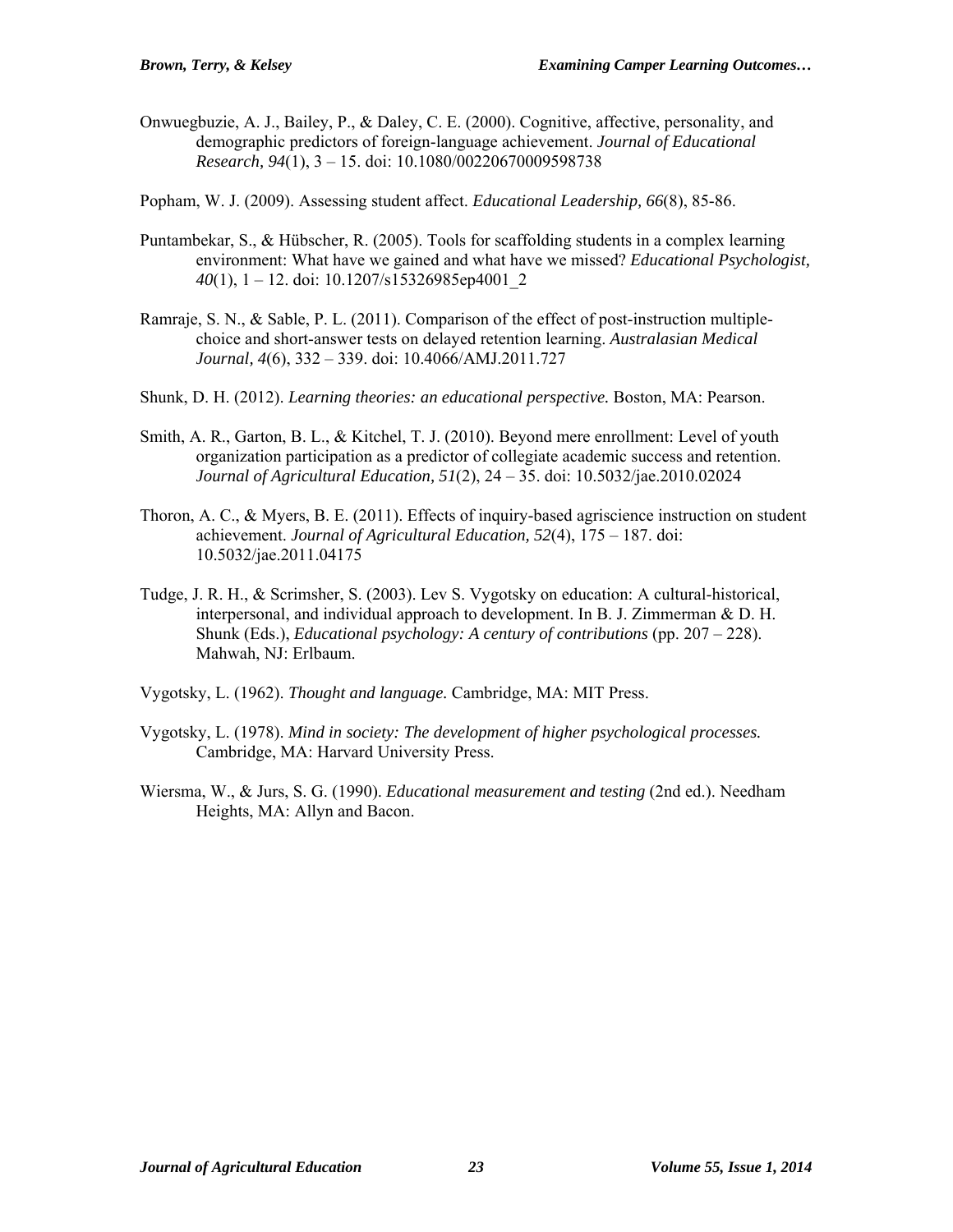Onwuegbuzie, A. J., Bailey, P., & Daley, C. E. (2000). Cognitive, affective, personality, and demographic predictors of foreign-language achievement. *Journal of Educational Research, 94*(1), 3 – 15. doi: 10.1080/00220670009598738

Popham, W. J. (2009). Assessing student affect. *Educational Leadership, 66*(8), 85-86.

Puntambekar, S., & Hübscher, R. (2005). Tools for scaffolding students in a complex learning environment: What have we gained and what have we missed? *Educational Psychologist, 40*(1), 1 – 12. doi: 10.1207/s15326985ep4001_2

Ramraje, S. N., & Sable, P. L. (2011). Comparison of the effect of post-instruction multiple-choice and short-answer tests on delayed retention learning. *Australasian Medical Journal, 4*(6), 332 – 339. doi: 10.4066/AMJ.2011.727

Shunk, D. H. (2012). *Learning theories: an educational perspective.* Boston, MA: Pearson.

Smith, A. R., Garton, B. L., & Kitchel, T. J. (2010). Beyond mere enrollment: Level of youth organization participation as a predictor of collegiate academic success and retention. *Journal of Agricultural Education, 51*(2), 24 – 35. doi: 10.5032/jae.2010.02024

Thoron, A. C., & Myers, B. E. (2011). Effects of inquiry-based agriscience instruction on student achievement. *Journal of Agricultural Education, 52*(4), 175 – 187. doi: 10.5032/jae.2011.04175

Tudge, J. R. H., & Scrimsher, S. (2003). Lev S. Vygotsky on education: A cultural-historical, interpersonal, and individual approach to development. In B. J. Zimmerman & D. H. Shunk (Eds.), *Educational psychology: A century of contributions* (pp. 207 – 228). Mahwah, NJ: Erlbaum.

Vygotsky, L. (1962). *Thought and language.* Cambridge, MA: MIT Press.

Vygotsky, L. (1978). *Mind in society: The development of higher psychological processes.* Cambridge, MA: Harvard University Press.

Wiersma, W., & Jurs, S. G. (1990). *Educational measurement and testing* (2nd ed.). Needham Heights, MA: Allyn and Bacon.